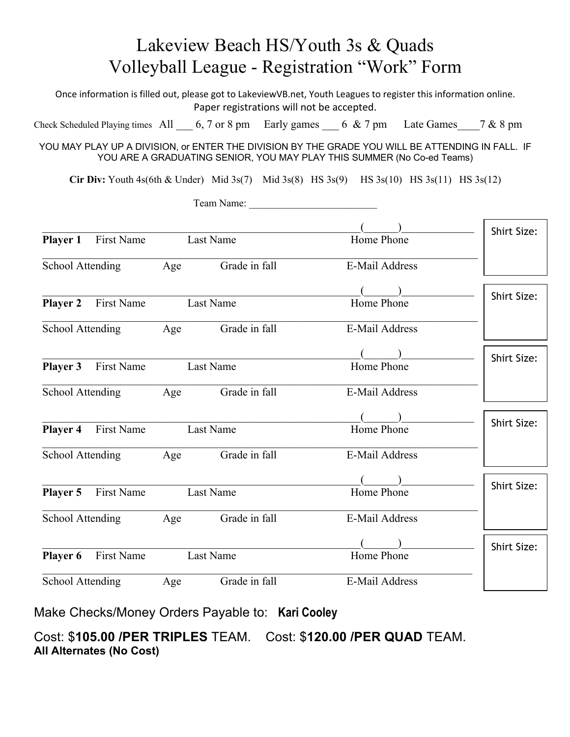# Lakeview Beach HS/Youth 3s & Quads Volleyball League - Registration "Work" Form

Once information is filled out, please got to LakeviewVB.net, Youth Leagues to register this information online. Paper registrations will not be accepted.

Check Scheduled Playing times All ___ 6, 7 or 8 pm Early games ___ 6 & 7 pm Late Games____7 & 8 pm

YOU MAY PLAY UP A DIVISION, or ENTER THE DIVISION BY THE GRADE YOU WILL BE ATTENDING IN FALL. IF YOU ARE A GRADUATING SENIOR, YOU MAY PLAY THIS SUMMER (No Co-ed Teams)

**Cir Div:** Youth 4s(6th & Under) Mid 3s(7) Mid 3s(8) HS 3s(9) HS 3s(10) HS 3s(11) HS 3s(12)

Team Name: _________________________

______________________________________________________ (______)_____________

**Player 1** First Name Last Name Home Phone

______________________________________________________________________

School Attending Age Grade in fall E-Mail Address

Shirt Size:

______________________________________________________ (______)_____________

**Player 2** First Name Last Name Home Phone

______________________________________________________________________

School Attending Age Grade in fall E-Mail Address

Shirt Size:

______________________________________________________ (______)_____________

**Player 3** First Name Last Name Home Phone

______________________________________________________________________

School Attending Age Grade in fall E-Mail Address

Shirt Size:

______________________________________________________ (______)_____________

**Player 4** First Name Last Name Home Phone

______________________________________________________________________

School Attending Age Grade in fall E-Mail Address

Shirt Size:

______________________________________________________ (______)_____________

**Player 5** First Name Last Name Home Phone

______________________________________________________________________

School Attending Age Grade in fall E-Mail Address

Shirt Size:

______________________________________________________ (______)_____________

**Player 6** First Name Last Name Home Phone

______________________________________________________________________

School Attending Age Grade in fall E-Mail Address

Shirt Size:

Make Checks/Money Orders Payable to: **Kari Cooley**

Cost: $**105.00 /PER TRIPLES** TEAM. Cost: $**120.00 /PER QUAD** TEAM.
**All Alternates (No Cost)**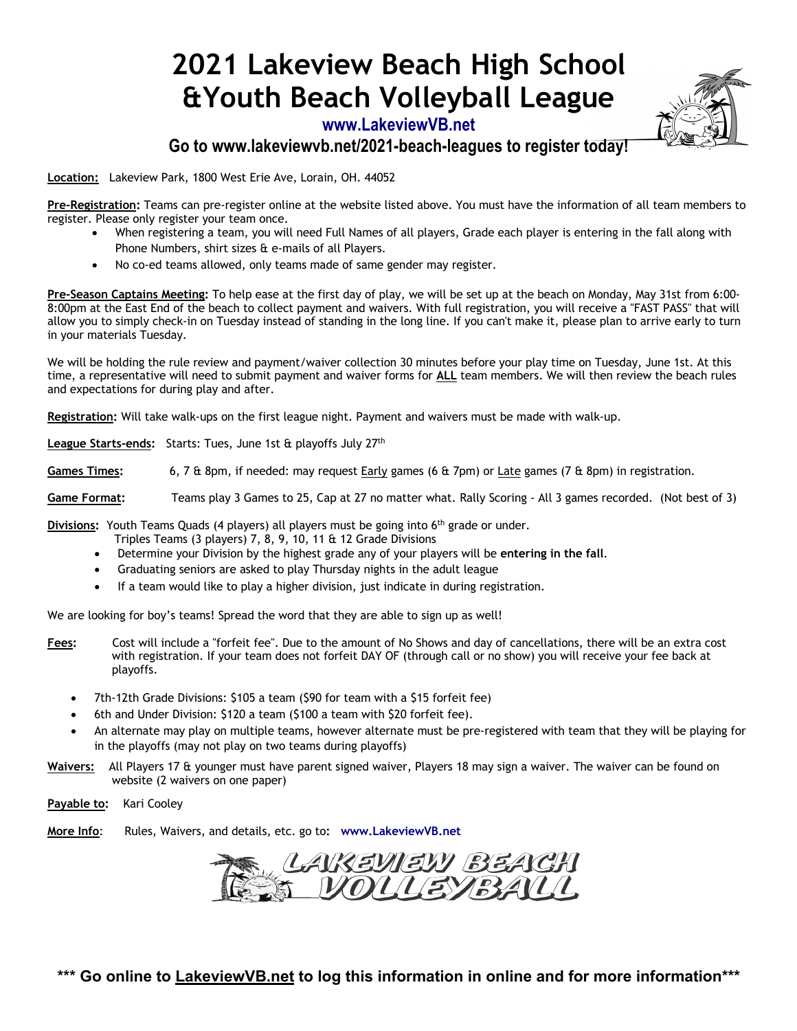# 2021 Lakeview Beach High School &Youth Beach Volleyball League

## www.LakeviewVB.net

### Go to www.lakeviewvb.net/2021-beach-leagues to register today!

**Location:** Lakeview Park, 1800 West Erie Ave, Lorain, OH. 44052

**Pre-Registration:** Teams can pre-register online at the website listed above. You must have the information of all team members to register. Please only register your team once.

- When registering a team, you will need Full Names of all players, Grade each player is entering in the fall along with Phone Numbers, shirt sizes & e-mails of all Players.
- No co-ed teams allowed, only teams made of same gender may register.

**Pre-Season Captains Meeting:** To help ease at the first day of play, we will be set up at the beach on Monday, May 31st from 6:00-8:00pm at the East End of the beach to collect payment and waivers. With full registration, you will receive a "FAST PASS" that will allow you to simply check-in on Tuesday instead of standing in the long line. If you can't make it, please plan to arrive early to turn in your materials Tuesday.

We will be holding the rule review and payment/waiver collection 30 minutes before your play time on Tuesday, June 1st. At this time, a representative will need to submit payment and waiver forms for **ALL** team members. We will then review the beach rules and expectations for during play and after.

**Registration:** Will take walk-ups on the first league night. Payment and waivers must be made with walk-up.

**League Starts-ends:** Starts: Tues, June 1st & playoffs July 27th

**Games Times:** 6, 7 & 8pm, if needed: may request Early games (6 & 7pm) or Late games (7 & 8pm) in registration.

**Game Format:** Teams play 3 Games to 25, Cap at 27 no matter what. Rally Scoring - All 3 games recorded. (Not best of 3)

**Divisions:** Youth Teams Quads (4 players) all players must be going into 6th grade or under.
Triples Teams (3 players) 7, 8, 9, 10, 11 & 12 Grade Divisions

- Determine your Division by the highest grade any of your players will be **entering in the fall**.
- Graduating seniors are asked to play Thursday nights in the adult league
- If a team would like to play a higher division, just indicate in during registration.

We are looking for boy's teams! Spread the word that they are able to sign up as well!

**Fees:** Cost will include a "forfeit fee". Due to the amount of No Shows and day of cancellations, there will be an extra cost with registration. If your team does not forfeit DAY OF (through call or no show) you will receive your fee back at playoffs.

- 7th-12th Grade Divisions: $105 a team ($90 for team with a $15 forfeit fee)
- 6th and Under Division: $120 a team ($100 a team with $20 forfeit fee).
- An alternate may play on multiple teams, however alternate must be pre-registered with team that they will be playing for in the playoffs (may not play on two teams during playoffs)

**Waivers:** All Players 17 & younger must have parent signed waiver, Players 18 may sign a waiver. The waiver can be found on website (2 waivers on one paper)

**Payable to:** Kari Cooley

**More Info:** Rules, Waivers, and details, etc. go to: **www.LakeviewVB.net**

LAKEVIEW BEACH VOLLEYBALL

**\*\*\* Go online to LakeviewVB.net to log this information in online and for more information\*\*\***